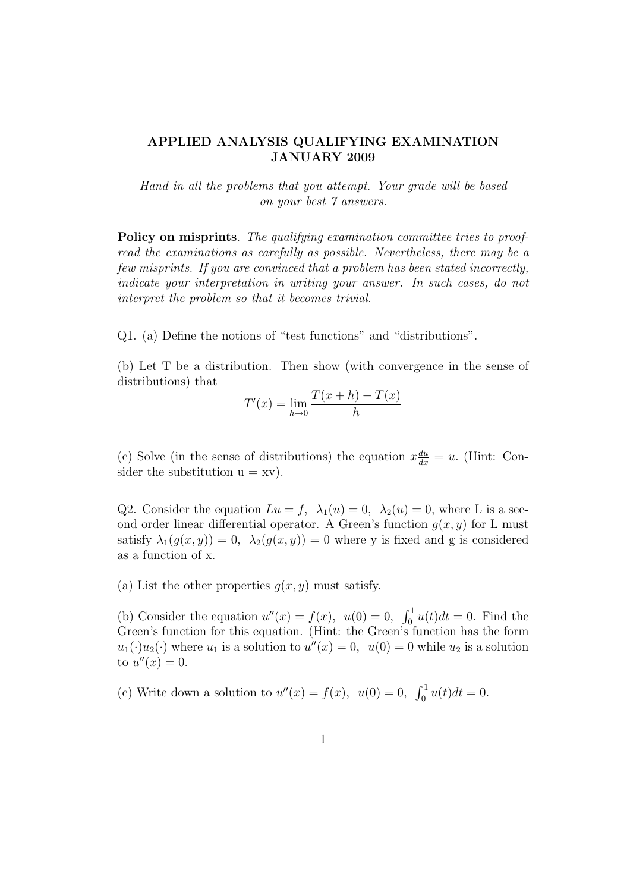# APPLIED ANALYSIS QUALIFYING EXAMINATION JANUARY 2009

*Hand in all the problems that you attempt. Your grade will be based on your best 7 answers.*

**Policy on misprints**. *The qualifying examination committee tries to proofread the examinations as carefully as possible. Nevertheless, there may be a few misprints. If you are convinced that a problem has been stated incorrectly, indicate your interpretation in writing your answer. In such cases, do not interpret the problem so that it becomes trivial.*

Q1. (a) Define the notions of "test functions" and "distributions".

(b) Let T be a distribution. Then show (with convergence in the sense of distributions) that

$$T'(x) = \lim_{h \to 0} \frac{T(x+h) - T(x)}{h}$$

(c) Solve (in the sense of distributions) the equation $x\frac{du}{dx} = u$. (Hint: Consider the substitution u = xv).

Q2. Consider the equation $Lu = f, \ \lambda_1(u) = 0, \ \lambda_2(u) = 0$, where L is a second order linear differential operator. A Green's function $g(x, y)$ for L must satisfy $\lambda_1(g(x, y)) = 0, \ \lambda_2(g(x, y)) = 0$ where y is fixed and g is considered as a function of x.

(a) List the other properties $g(x, y)$ must satisfy.

(b) Consider the equation $u''(x) = f(x), \ u(0) = 0, \ \int_0^1 u(t)dt = 0$. Find the Green's function for this equation. (Hint: the Green's function has the form $u_1(\cdot)u_2(\cdot)$ where $u_1$ is a solution to $u''(x) = 0, \ u(0) = 0$ while $u_2$ is a solution to $u''(x) = 0$.

(c) Write down a solution to $u''(x) = f(x), \ u(0) = 0, \ \int_0^1 u(t)dt = 0$.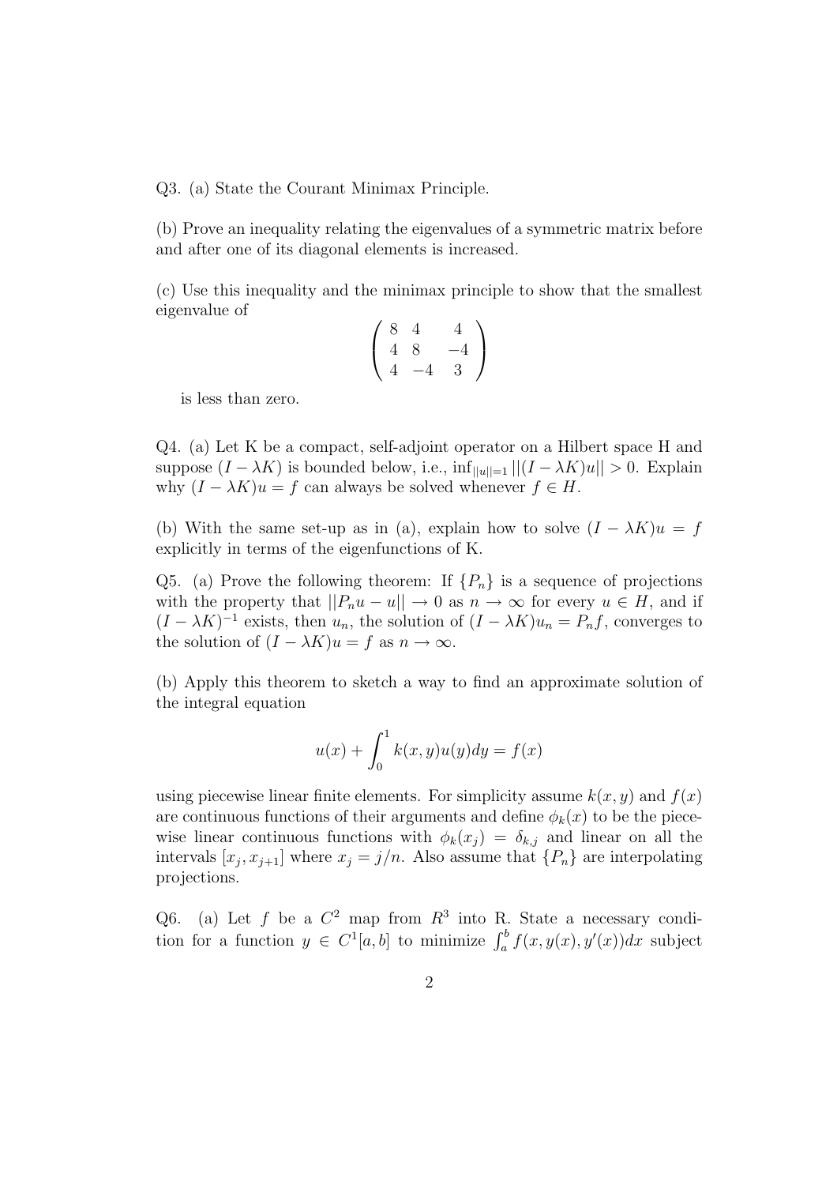Q3. (a) State the Courant Minimax Principle.

(b) Prove an inequality relating the eigenvalues of a symmetric matrix before and after one of its diagonal elements is increased.

(c) Use this inequality and the minimax principle to show that the smallest eigenvalue of

$$\begin{pmatrix} 8 & 4 & 4 \\ 4 & 8 & -4 \\ 4 & -4 & 3 \end{pmatrix}$$

is less than zero.

Q4. (a) Let K be a compact, self-adjoint operator on a Hilbert space H and suppose $(I - \lambda K)$ is bounded below, i.e., $\inf_{||u||=1} ||(I - \lambda K)u|| > 0$. Explain why $(I - \lambda K)u = f$ can always be solved whenever $f \in H$.

(b) With the same set-up as in (a), explain how to solve $(I - \lambda K)u = f$ explicitly in terms of the eigenfunctions of K.

Q5. (a) Prove the following theorem: If $\{P_n\}$ is a sequence of projections with the property that $||P_n u - u|| \to 0$ as $n \to \infty$ for every $u \in H$, and if $(I - \lambda K)^{-1}$ exists, then $u_n$, the solution of $(I - \lambda K)u_n = P_n f$, converges to the solution of $(I - \lambda K)u = f$ as $n \to \infty$.

(b) Apply this theorem to sketch a way to find an approximate solution of the integral equation

$$u(x) + \int_0^1 k(x, y)u(y)dy = f(x)$$

using piecewise linear finite elements. For simplicity assume $k(x, y)$ and $f(x)$ are continuous functions of their arguments and define $\phi_k(x)$ to be the piecewise linear continuous functions with $\phi_k(x_j) = \delta_{k,j}$ and linear on all the intervals $[x_j, x_{j+1}]$ where $x_j = j/n$. Also assume that $\{P_n\}$ are interpolating projections.

Q6. (a) Let $f$ be a $C^2$ map from $R^3$ into R. State a necessary condition for a function $y \in C^1[a, b]$ to minimize $\int_a^b f(x, y(x), y'(x))dx$ subject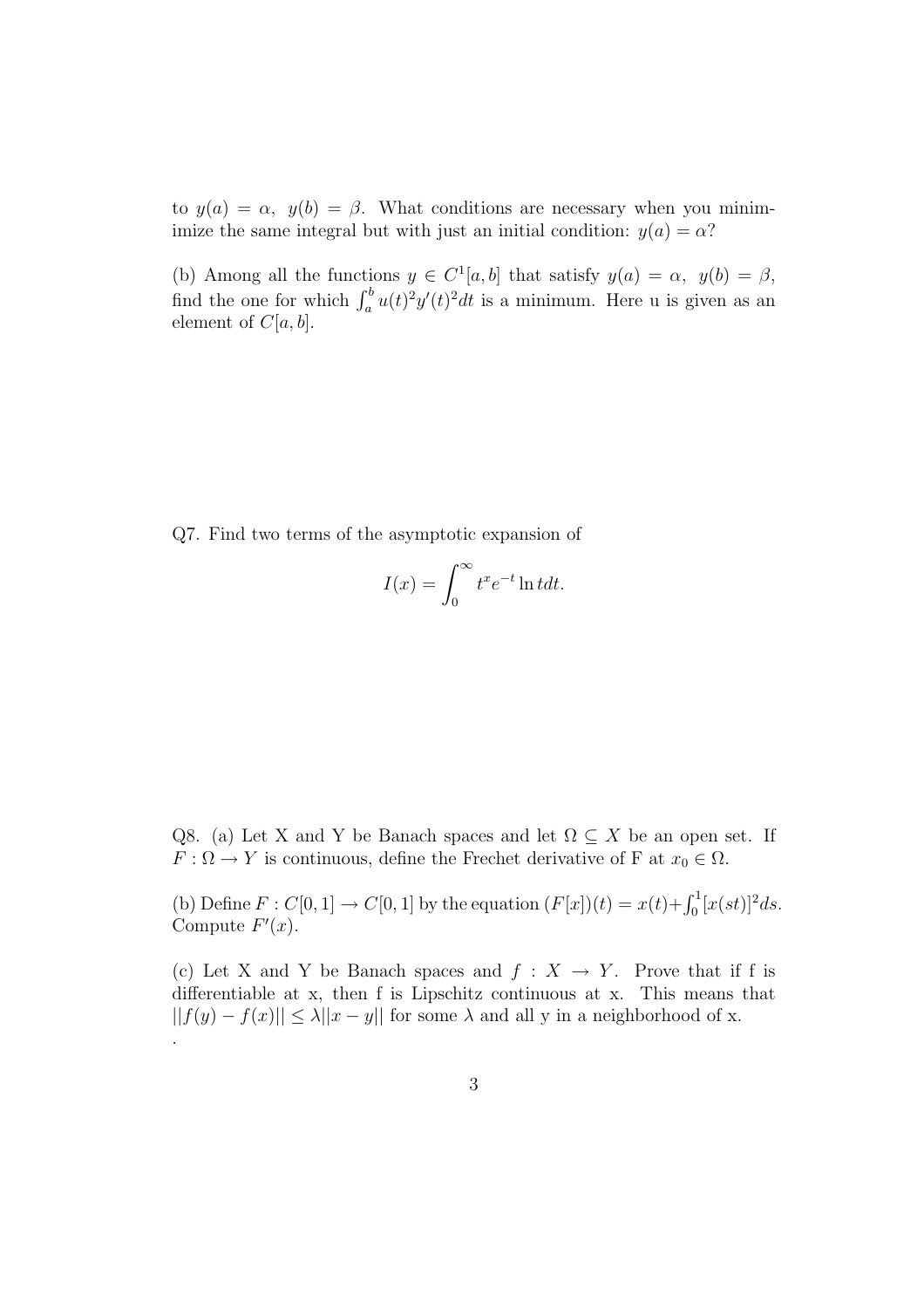to $y(a) = \alpha,\ y(b) = \beta$. What conditions are necessary when you minimimize the same integral but with just an initial condition: $y(a) = \alpha$?

(b) Among all the functions $y \in C^1[a, b]$ that satisfy $y(a) = \alpha,\ y(b) = \beta$, find the one for which $\int_a^b u(t)^2 y'(t)^2 dt$ is a minimum. Here u is given as an element of $C[a, b]$.

Q7. Find two terms of the asymptotic expansion of

$$I(x) = \int_0^\infty t^x e^{-t} \ln t dt.$$

Q8. (a) Let X and Y be Banach spaces and let $\Omega \subseteq X$ be an open set. If $F : \Omega \to Y$ is continuous, define the Frechet derivative of F at $x_0 \in \Omega$.

(b) Define $F : C[0, 1] \to C[0, 1]$ by the equation $(F[x])(t) = x(t) + \int_0^1 [x(st)]^2 ds$. Compute $F'(x)$.

(c) Let X and Y be Banach spaces and $f : X \to Y$. Prove that if f is differentiable at x, then f is Lipschitz continuous at x. This means that $||f(y) - f(x)|| \leq \lambda ||x - y||$ for some $\lambda$ and all y in a neighborhood of x.

.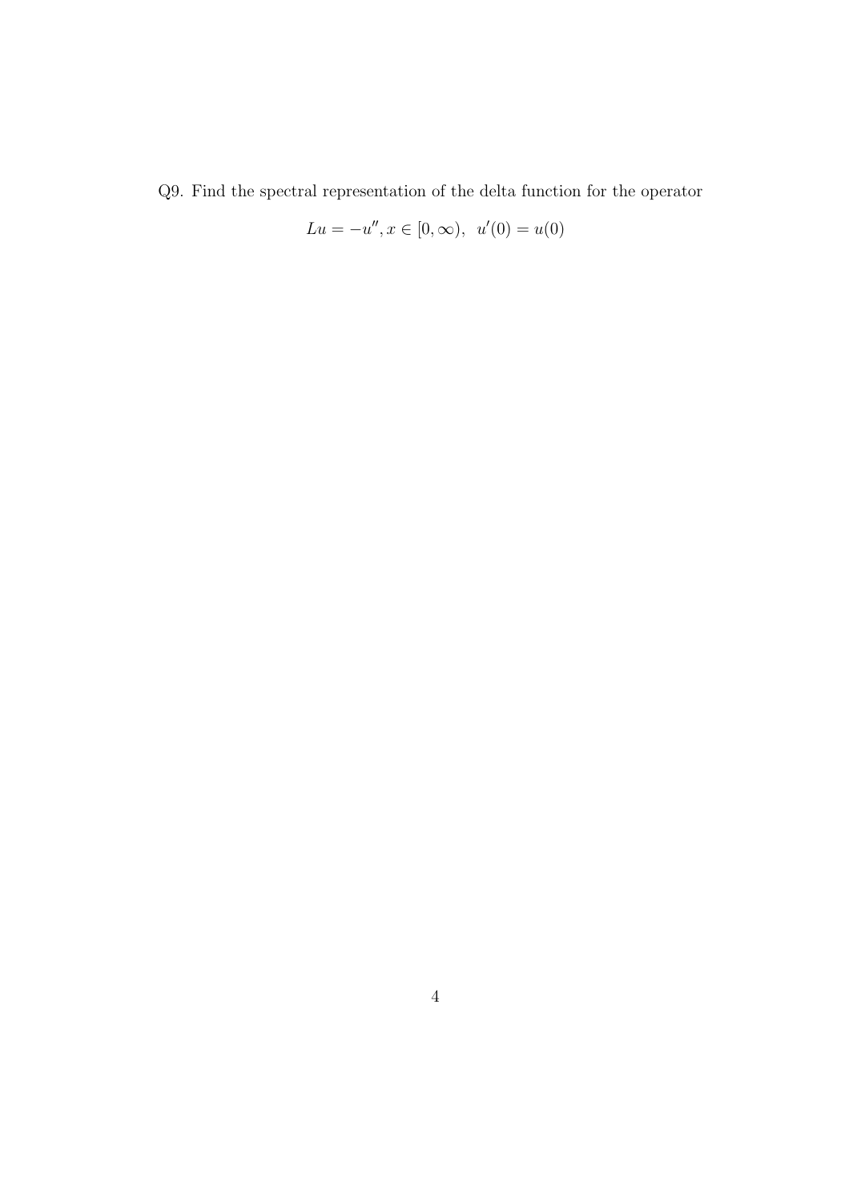Q9. Find the spectral representation of the delta function for the operator

$$Lu = -u'', x \in [0, \infty), \;\; u'(0) = u(0)$$